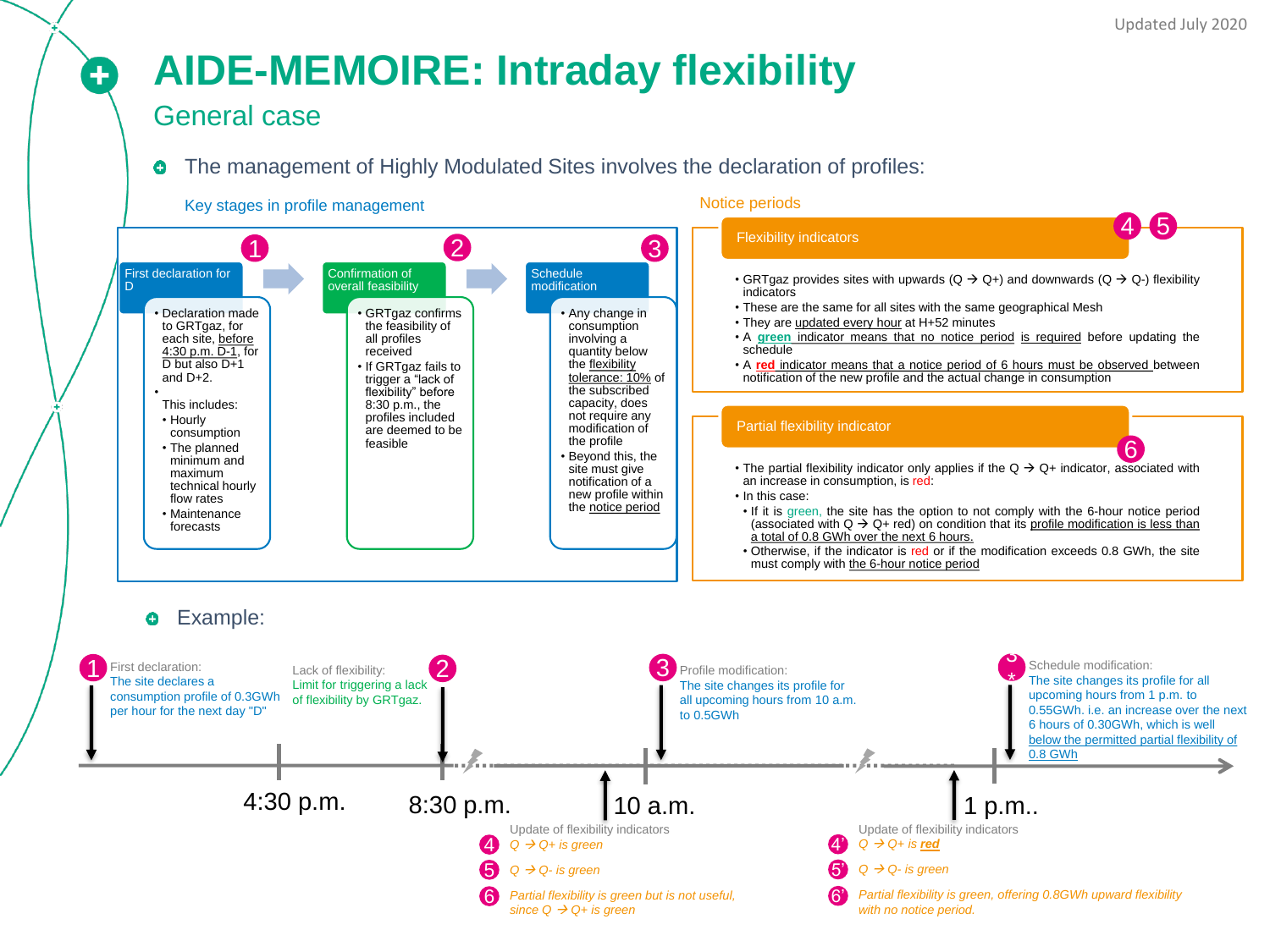Updated July 2020

# AIDE-MEMOIRE: Intraday flexibility

## General case

- The management of Highly Modulated Sites involves the declaration of profiles:

### Key stages in profile management

**1 — First declaration for D**

- Declaration made to GRTgaz, for each site, before 4:30 p.m. D-1, for D but also D+1 and D+2.
- This includes:
  - Hourly consumption
  - The planned minimum and maximum technical hourly flow rates
  - Maintenance forecasts

**2 — Confirmation of overall feasibility**

- GRTgaz confirms the feasibility of all profiles received
- If GRTgaz fails to trigger a "lack of flexibility" before 8:30 p.m., the profiles included are deemed to be feasible

**3 — Schedule modification**

- Any change in consumption involving a quantity below the flexibility tolerance: 10% of the subscribed capacity, does not require any modification of the profile
- Beyond this, the site must give notification of a new profile within the notice period

### Notice periods

**Flexibility indicators (4, 5)**

- GRTgaz provides sites with upwards (Q → Q+) and downwards (Q → Q-) flexibility indicators
- These are the same for all sites with the same geographical Mesh
- They are updated every hour at H+52 minutes
- A **green** indicator means that no notice period is required before updating the schedule
- A **red** indicator means that a notice period of 6 hours must be observed between notification of the new profile and the actual change in consumption

**Partial flexibility indicator (6)**

- The partial flexibility indicator only applies if the Q → Q+ indicator, associated with an increase in consumption, is red:
- In this case:
  - If it is green, the site has the option to not comply with the 6-hour notice period (associated with Q → Q+ red) on condition that its profile modification is less than a total of 0.8 GWh over the next 6 hours.
  - Otherwise, if the indicator is red or if the modification exceeds 0.8 GWh, the site must comply with the 6-hour notice period

- Example:

Timeline: 4:30 p.m. — 8:30 p.m. — 10 a.m. — 1 p.m.

1. First declaration: The site declares a consumption profile of 0.3GWh per hour for the next day "D"
2. Lack of flexibility: Limit for triggering a lack of flexibility by GRTgaz.
3. Profile modification: The site changes its profile for all upcoming hours from 10 a.m. to 0.5GWh

3* Schedule modification: The site changes its profile for all upcoming hours from 1 p.m. to 0.55GWh. i.e. an increase over the next 6 hours of 0.30GWh, which is well below the permitted partial flexibility of 0.8 GWh

Update of flexibility indicators (10 a.m.):

- 4 — *Q → Q+ is green*
- 5 — *Q → Q- is green*
- 6 — *Partial flexibility is green but is not useful, since Q → Q+ is green*

Update of flexibility indicators (1 p.m.):

- 4' — *Q → Q+ is **red***
- 5' — *Q → Q- is green*
- 6' — *Partial flexibility is green, offering 0.8GWh upward flexibility with no notice period.*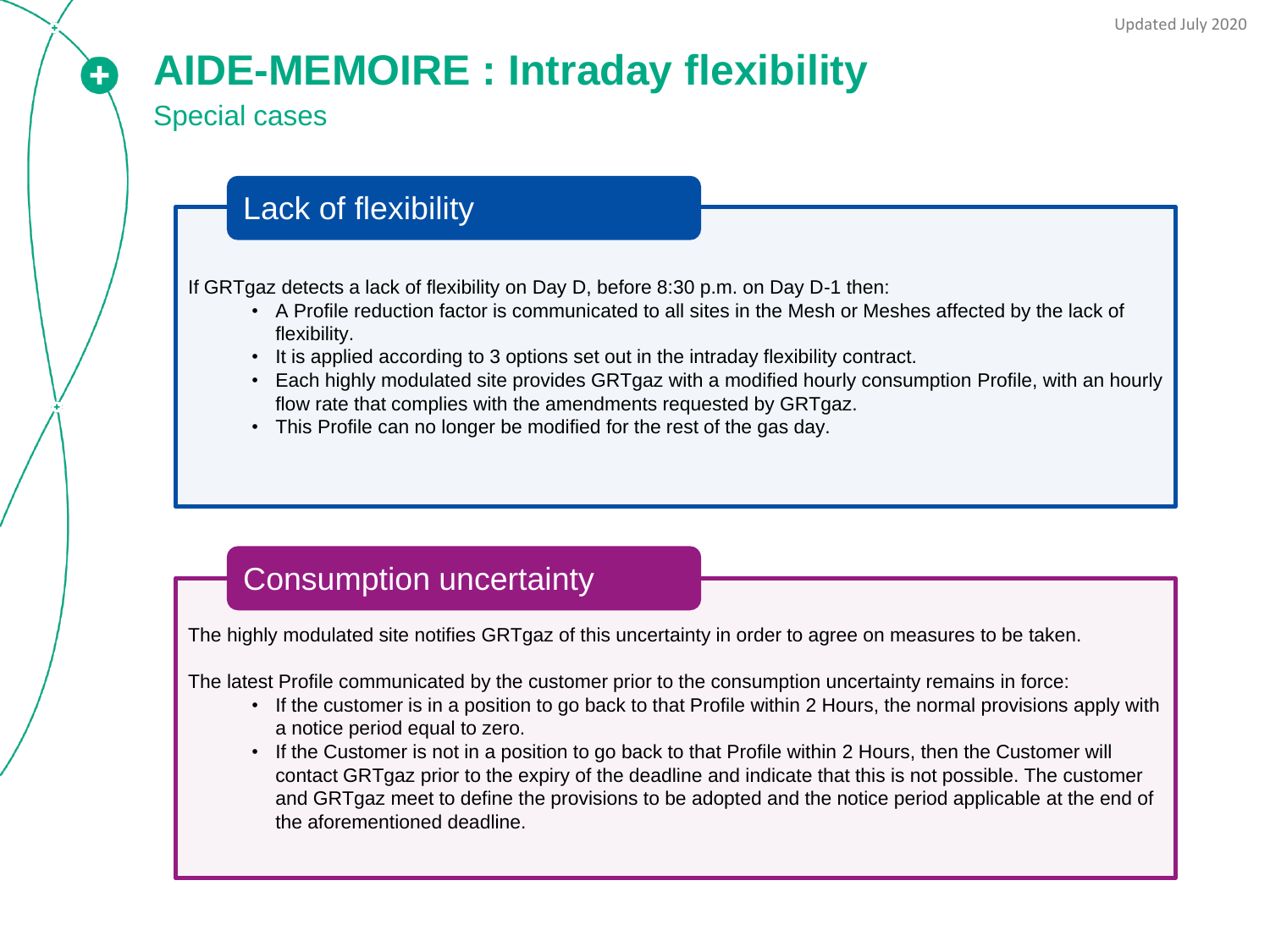Updated July 2020

# AIDE-MEMOIRE : Intraday flexibility

Special cases

## Lack of flexibility

If GRTgaz detects a lack of flexibility on Day D, before 8:30 p.m. on Day D-1 then:

- A Profile reduction factor is communicated to all sites in the Mesh or Meshes affected by the lack of flexibility.
- It is applied according to 3 options set out in the intraday flexibility contract.
- Each highly modulated site provides GRTgaz with a modified hourly consumption Profile, with an hourly flow rate that complies with the amendments requested by GRTgaz.
- This Profile can no longer be modified for the rest of the gas day.

## Consumption uncertainty

The highly modulated site notifies GRTgaz of this uncertainty in order to agree on measures to be taken.

The latest Profile communicated by the customer prior to the consumption uncertainty remains in force:

- If the customer is in a position to go back to that Profile within 2 Hours, the normal provisions apply with a notice period equal to zero.
- If the Customer is not in a position to go back to that Profile within 2 Hours, then the Customer will contact GRTgaz prior to the expiry of the deadline and indicate that this is not possible. The customer and GRTgaz meet to define the provisions to be adopted and the notice period applicable at the end of the aforementioned deadline.